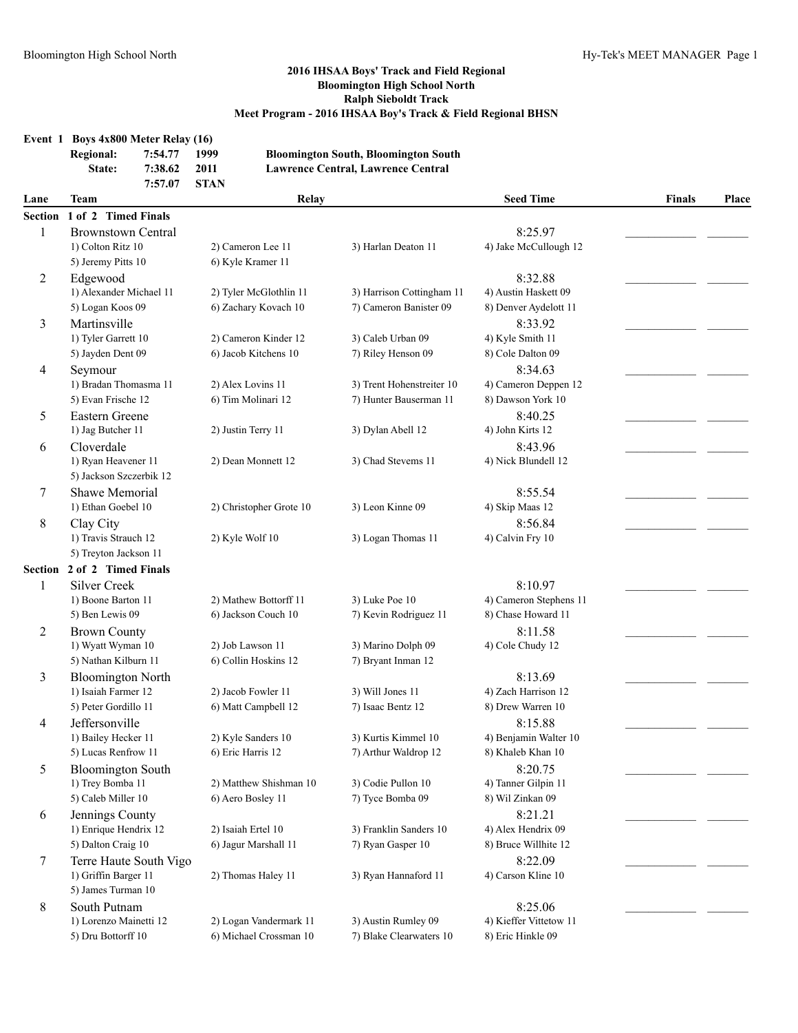## 2016 IHSAA Boys' Track and Field Regional
## Bloomington High School North
## Ralph Sieboldt Track
## Meet Program - 2016 IHSAA Boy's Track & Field Regional BHSN

### Event 1 Boys 4x800 Meter Relay (16)

| | | | |
|---|---|---|---|
| Regional: | 7:54.77 | 1999 | Bloomington South, Bloomington South |
| State: | 7:38.62 | 2011 | Lawrence Central, Lawrence Central |
| | 7:57.07 | STAN | |

| Lane | Team | Relay | | | Seed Time | Finals | Place |
|---|---|---|---|---|---|---|---|
| **Section 1 of 2 Timed Finals** | | | | | | | |
| 1 | Brownstown Central | | | | 8:25.97 | ___ | ___ |
| | 1) Colton Ritz 10 | 2) Cameron Lee 11 | 3) Harlan Deaton 11 | 4) Jake McCullough 12 | | | |
| | 5) Jeremy Pitts 10 | 6) Kyle Kramer 11 | | | | | |
| 2 | Edgewood | | | | 8:32.88 | ___ | ___ |
| | 1) Alexander Michael 11 | 2) Tyler McGlothlin 11 | 3) Harrison Cottingham 11 | 4) Austin Haskett 09 | | | |
| | 5) Logan Koos 09 | 6) Zachary Kovach 10 | 7) Cameron Banister 09 | 8) Denver Aydelott 11 | | | |
| 3 | Martinsville | | | | 8:33.92 | ___ | ___ |
| | 1) Tyler Garrett 10 | 2) Cameron Kinder 12 | 3) Caleb Urban 09 | 4) Kyle Smith 11 | | | |
| | 5) Jayden Dent 09 | 6) Jacob Kitchens 10 | 7) Riley Henson 09 | 8) Cole Dalton 09 | | | |
| 4 | Seymour | | | | 8:34.63 | ___ | ___ |
| | 1) Bradan Thomasma 11 | 2) Alex Lovins 11 | 3) Trent Hohenstreiter 10 | 4) Cameron Deppen 12 | | | |
| | 5) Evan Frische 12 | 6) Tim Molinari 12 | 7) Hunter Bauserman 11 | 8) Dawson York 10 | | | |
| 5 | Eastern Greene | | | | 8:40.25 | ___ | ___ |
| | 1) Jag Butcher 11 | 2) Justin Terry 11 | 3) Dylan Abell 12 | 4) John Kirts 12 | | | |
| 6 | Cloverdale | | | | 8:43.96 | ___ | ___ |
| | 1) Ryan Heavener 11 | 2) Dean Monnett 12 | 3) Chad Stevems 11 | 4) Nick Blundell 12 | | | |
| | 5) Jackson Szczerbik 12 | | | | | | |
| 7 | Shawe Memorial | | | | 8:55.54 | ___ | ___ |
| | 1) Ethan Goebel 10 | 2) Christopher Grote 10 | 3) Leon Kinne 09 | 4) Skip Maas 12 | | | |
| 8 | Clay City | | | | 8:56.84 | ___ | ___ |
| | 1) Travis Strauch 12 | 2) Kyle Wolf 10 | 3) Logan Thomas 11 | 4) Calvin Fry 10 | | | |
| | 5) Treyton Jackson 11 | | | | | | |
| **Section 2 of 2 Timed Finals** | | | | | | | |
| 1 | Silver Creek | | | | 8:10.97 | ___ | ___ |
| | 1) Boone Barton 11 | 2) Mathew Bottorff 11 | 3) Luke Poe 10 | 4) Cameron Stephens 11 | | | |
| | 5) Ben Lewis 09 | 6) Jackson Couch 10 | 7) Kevin Rodriguez 11 | 8) Chase Howard 11 | | | |
| 2 | Brown County | | | | 8:11.58 | ___ | ___ |
| | 1) Wyatt Wyman 10 | 2) Job Lawson 11 | 3) Marino Dolph 09 | 4) Cole Chudy 12 | | | |
| | 5) Nathan Kilburn 11 | 6) Collin Hoskins 12 | 7) Bryant Inman 12 | | | | |
| 3 | Bloomington North | | | | 8:13.69 | ___ | ___ |
| | 1) Isaiah Farmer 12 | 2) Jacob Fowler 11 | 3) Will Jones 11 | 4) Zach Harrison 12 | | | |
| | 5) Peter Gordillo 11 | 6) Matt Campbell 12 | 7) Isaac Bentz 12 | 8) Drew Warren 10 | | | |
| 4 | Jeffersonville | | | | 8:15.88 | ___ | ___ |
| | 1) Bailey Hecker 11 | 2) Kyle Sanders 10 | 3) Kurtis Kimmel 10 | 4) Benjamin Walter 10 | | | |
| | 5) Lucas Renfrow 11 | 6) Eric Harris 12 | 7) Arthur Waldrop 12 | 8) Khaleb Khan 10 | | | |
| 5 | Bloomington South | | | | 8:20.75 | ___ | ___ |
| | 1) Trey Bomba 11 | 2) Matthew Shishman 10 | 3) Codie Pullon 10 | 4) Tanner Gilpin 11 | | | |
| | 5) Caleb Miller 10 | 6) Aero Bosley 11 | 7) Tyce Bomba 09 | 8) Wil Zinkan 09 | | | |
| 6 | Jennings County | | | | 8:21.21 | ___ | ___ |
| | 1) Enrique Hendrix 12 | 2) Isaiah Ertel 10 | 3) Franklin Sanders 10 | 4) Alex Hendrix 09 | | | |
| | 5) Dalton Craig 10 | 6) Jagur Marshall 11 | 7) Ryan Gasper 10 | 8) Bruce Willhite 12 | | | |
| 7 | Terre Haute South Vigo | | | | 8:22.09 | ___ | ___ |
| | 1) Griffin Barger 11 | 2) Thomas Haley 11 | 3) Ryan Hannaford 11 | 4) Carson Kline 10 | | | |
| | 5) James Turman 10 | | | | | | |
| 8 | South Putnam | | | | 8:25.06 | ___ | ___ |
| | 1) Lorenzo Mainetti 12 | 2) Logan Vandermark 11 | 3) Austin Rumley 09 | 4) Kieffer Vittetow 11 | | | |
| | 5) Dru Bottorff 10 | 6) Michael Crossman 10 | 7) Blake Clearwaters 10 | 8) Eric Hinkle 09 | | | |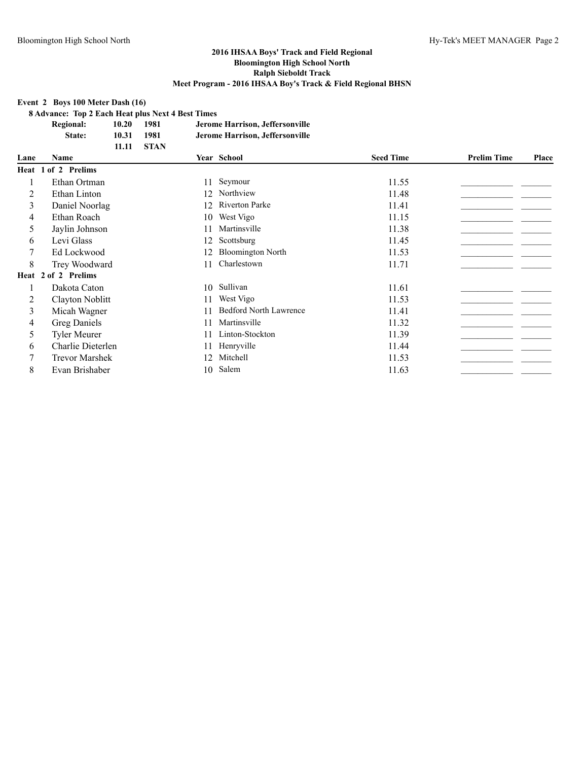**2016 IHSAA Boys' Track and Field Regional**
**Bloomington High School North**
**Ralph Sieboldt Track**
**Meet Program - 2016 IHSAA Boy's Track & Field Regional BHSN**

**Event 2 Boys 100 Meter Dash (16)**

**8 Advance: Top 2 Each Heat plus Next 4 Best Times**

| | | | |
|---|---|---|---|
| **Regional:** | **10.20** | **1981** | **Jerome Harrison, Jeffersonville** |
| **State:** | **10.31** | **1981** | **Jerome Harrison, Jeffersonville** |
| | **11.11** | **STAN** | |

| Lane | Name | Year | School | Seed Time | Prelim Time | Place |
|---|---|---|---|---|---|---|
| **Heat 1 of 2 Prelims** | | | | | | |
| 1 | Ethan Ortman | 11 | Seymour | 11.55 | ___________ | ______ |
| 2 | Ethan Linton | 12 | Northview | 11.48 | ___________ | ______ |
| 3 | Daniel Noorlag | 12 | Riverton Parke | 11.41 | ___________ | ______ |
| 4 | Ethan Roach | 10 | West Vigo | 11.15 | ___________ | ______ |
| 5 | Jaylin Johnson | 11 | Martinsville | 11.38 | ___________ | ______ |
| 6 | Levi Glass | 12 | Scottsburg | 11.45 | ___________ | ______ |
| 7 | Ed Lockwood | 12 | Bloomington North | 11.53 | ___________ | ______ |
| 8 | Trey Woodward | 11 | Charlestown | 11.71 | ___________ | ______ |
| **Heat 2 of 2 Prelims** | | | | | | |
| 1 | Dakota Caton | 10 | Sullivan | 11.61 | ___________ | ______ |
| 2 | Clayton Noblitt | 11 | West Vigo | 11.53 | ___________ | ______ |
| 3 | Micah Wagner | 11 | Bedford North Lawrence | 11.41 | ___________ | ______ |
| 4 | Greg Daniels | 11 | Martinsville | 11.32 | ___________ | ______ |
| 5 | Tyler Meurer | 11 | Linton-Stockton | 11.39 | ___________ | ______ |
| 6 | Charlie Dieterlen | 11 | Henryville | 11.44 | ___________ | ______ |
| 7 | Trevor Marshek | 12 | Mitchell | 11.53 | ___________ | ______ |
| 8 | Evan Brishaber | 10 | Salem | 11.63 | ___________ | ______ |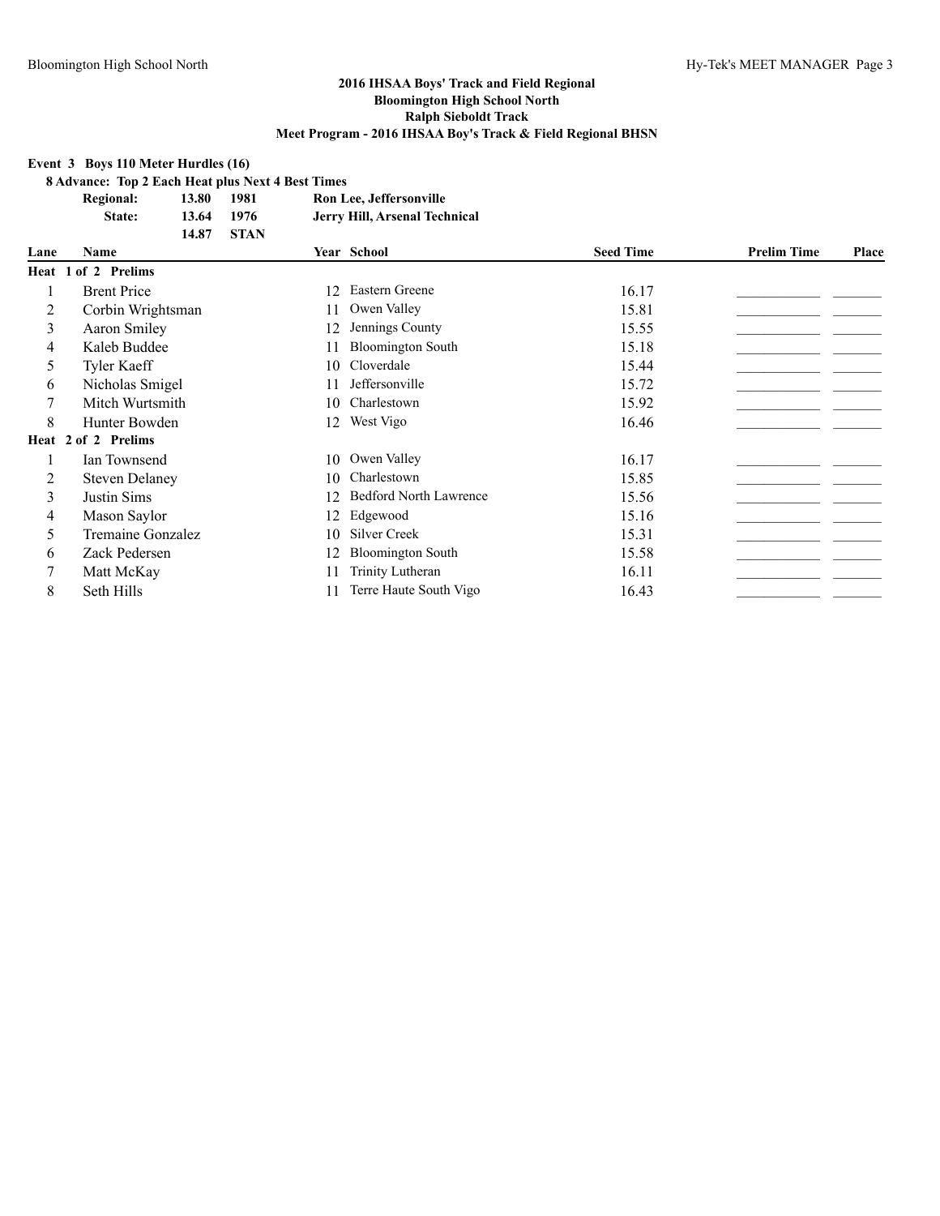## 2016 IHSAA Boys' Track and Field Regional
## Bloomington High School North
## Ralph Sieboldt Track
## Meet Program - 2016 IHSAA Boy's Track & Field Regional BHSN

**Event 3 Boys 110 Meter Hurdles (16)**

**8 Advance: Top 2 Each Heat plus Next 4 Best Times**

| | | | |
|---|---|---|---|
| **Regional:** | **13.80** | **1981** | **Ron Lee, Jeffersonville** |
| **State:** | **13.64** | **1976** | **Jerry Hill, Arsenal Technical** |
| | **14.87** | **STAN** | |

| Lane | Name | Year | School | Seed Time | Prelim Time | Place |
|---|---|---|---|---|---|---|
| **Heat 1 of 2 Prelims** | | | | | | |
| 1 | Brent Price | 12 | Eastern Greene | 16.17 | ___________ | _______ |
| 2 | Corbin Wrightsman | 11 | Owen Valley | 15.81 | ___________ | _______ |
| 3 | Aaron Smiley | 12 | Jennings County | 15.55 | ___________ | _______ |
| 4 | Kaleb Buddee | 11 | Bloomington South | 15.18 | ___________ | _______ |
| 5 | Tyler Kaeff | 10 | Cloverdale | 15.44 | ___________ | _______ |
| 6 | Nicholas Smigel | 11 | Jeffersonville | 15.72 | ___________ | _______ |
| 7 | Mitch Wurtsmith | 10 | Charlestown | 15.92 | ___________ | _______ |
| 8 | Hunter Bowden | 12 | West Vigo | 16.46 | ___________ | _______ |
| **Heat 2 of 2 Prelims** | | | | | | |
| 1 | Ian Townsend | 10 | Owen Valley | 16.17 | ___________ | _______ |
| 2 | Steven Delaney | 10 | Charlestown | 15.85 | ___________ | _______ |
| 3 | Justin Sims | 12 | Bedford North Lawrence | 15.56 | ___________ | _______ |
| 4 | Mason Saylor | 12 | Edgewood | 15.16 | ___________ | _______ |
| 5 | Tremaine Gonzalez | 10 | Silver Creek | 15.31 | ___________ | _______ |
| 6 | Zack Pedersen | 12 | Bloomington South | 15.58 | ___________ | _______ |
| 7 | Matt McKay | 11 | Trinity Lutheran | 16.11 | ___________ | _______ |
| 8 | Seth Hills | 11 | Terre Haute South Vigo | 16.43 | ___________ | _______ |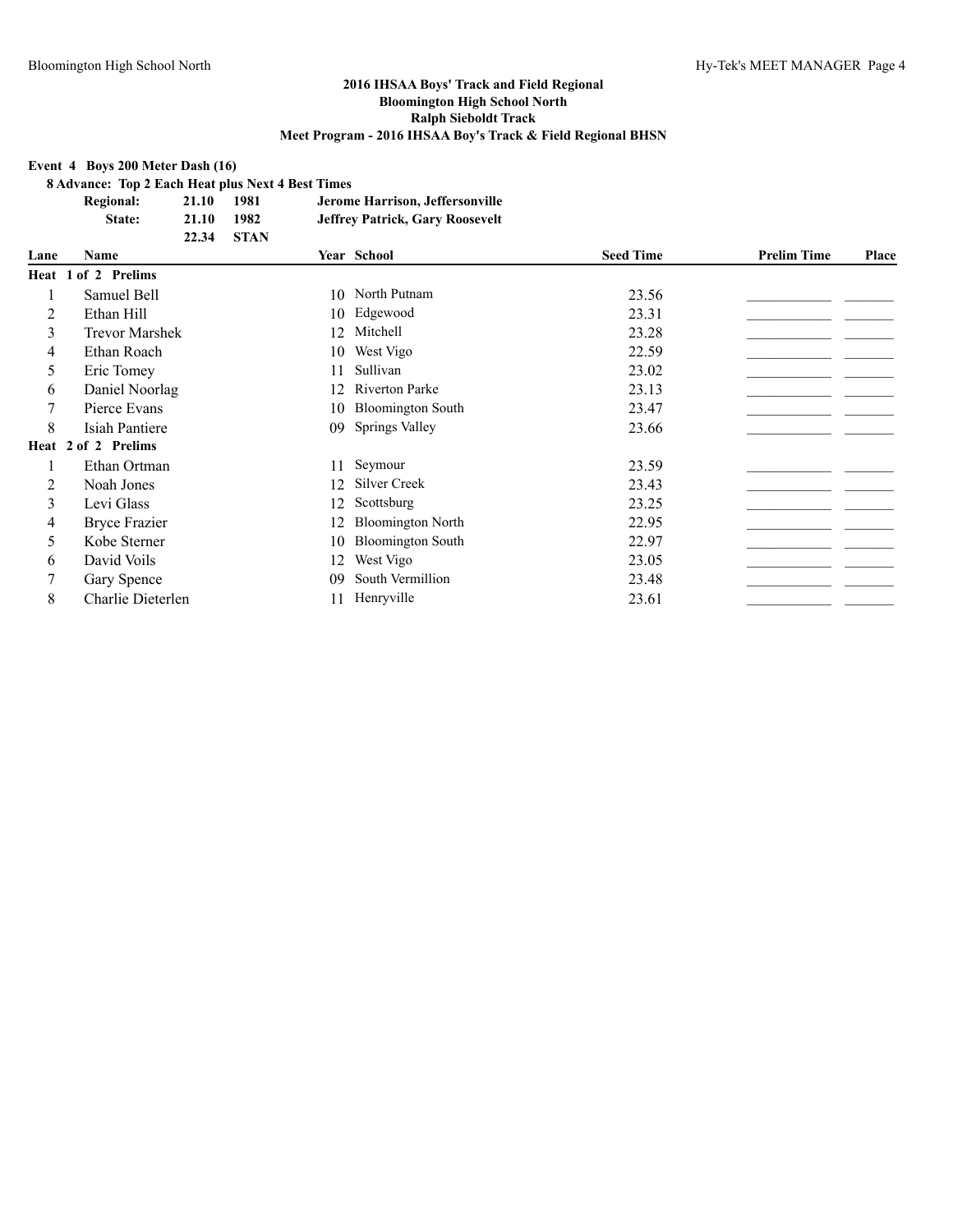## 2016 IHSAA Boys' Track and Field Regional
## Bloomington High School North
## Ralph Sieboldt Track
## Meet Program - 2016 IHSAA Boy's Track & Field Regional BHSN

**Event 4 Boys 200 Meter Dash (16)**

**8 Advance: Top 2 Each Heat plus Next 4 Best Times**

| | | | |
|---|---|---|---|
| **Regional:** | **21.10** | **1981** | **Jerome Harrison, Jeffersonville** |
| **State:** | **21.10** | **1982** | **Jeffrey Patrick, Gary Roosevelt** |
| | **22.34** | **STAN** | |

| Lane | Name | Year | School | Seed Time | Prelim Time | Place |
|---|---|---|---|---|---|---|
| **Heat 1 of 2 Prelims** | | | | | | |
| 1 | Samuel Bell | 10 | North Putnam | 23.56 | ___________ | _______ |
| 2 | Ethan Hill | 10 | Edgewood | 23.31 | ___________ | _______ |
| 3 | Trevor Marshek | 12 | Mitchell | 23.28 | ___________ | _______ |
| 4 | Ethan Roach | 10 | West Vigo | 22.59 | ___________ | _______ |
| 5 | Eric Tomey | 11 | Sullivan | 23.02 | ___________ | _______ |
| 6 | Daniel Noorlag | 12 | Riverton Parke | 23.13 | ___________ | _______ |
| 7 | Pierce Evans | 10 | Bloomington South | 23.47 | ___________ | _______ |
| 8 | Isiah Pantiere | 09 | Springs Valley | 23.66 | ___________ | _______ |
| **Heat 2 of 2 Prelims** | | | | | | |
| 1 | Ethan Ortman | 11 | Seymour | 23.59 | ___________ | _______ |
| 2 | Noah Jones | 12 | Silver Creek | 23.43 | ___________ | _______ |
| 3 | Levi Glass | 12 | Scottsburg | 23.25 | ___________ | _______ |
| 4 | Bryce Frazier | 12 | Bloomington North | 22.95 | ___________ | _______ |
| 5 | Kobe Sterner | 10 | Bloomington South | 22.97 | ___________ | _______ |
| 6 | David Voils | 12 | West Vigo | 23.05 | ___________ | _______ |
| 7 | Gary Spence | 09 | South Vermillion | 23.48 | ___________ | _______ |
| 8 | Charlie Dieterlen | 11 | Henryville | 23.61 | ___________ | _______ |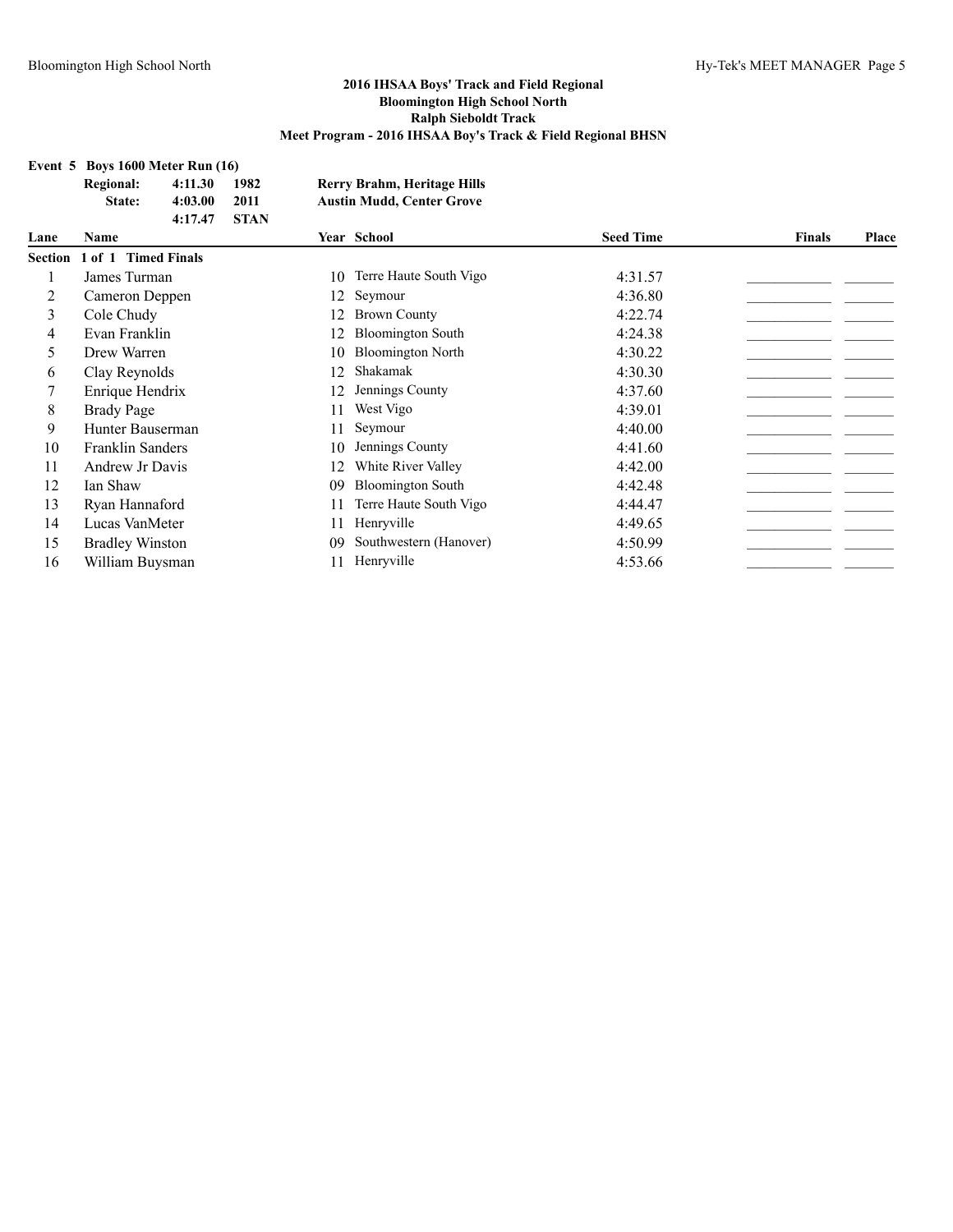## 2016 IHSAA Boys' Track and Field Regional
## Bloomington High School North
## Ralph Sieboldt Track
## Meet Program - 2016 IHSAA Boy's Track & Field Regional BHSN

**Event 5 Boys 1600 Meter Run (16)**

| | | | |
|---|---|---|---|
| **Regional:** | **4:11.30** | **1982** | **Rerry Brahm, Heritage Hills** |
| **State:** | **4:03.00** | **2011** | **Austin Mudd, Center Grove** |
| | **4:17.47** | **STAN** | |

| Lane | Name | Year | School | Seed Time | Finals | Place |
|---|---|---|---|---|---|---|
| **Section 1 of 1 Timed Finals** | | | | | | |
| 1 | James Turman | 10 | Terre Haute South Vigo | 4:31.57 | ___________ | _______ |
| 2 | Cameron Deppen | 12 | Seymour | 4:36.80 | ___________ | _______ |
| 3 | Cole Chudy | 12 | Brown County | 4:22.74 | ___________ | _______ |
| 4 | Evan Franklin | 12 | Bloomington South | 4:24.38 | ___________ | _______ |
| 5 | Drew Warren | 10 | Bloomington North | 4:30.22 | ___________ | _______ |
| 6 | Clay Reynolds | 12 | Shakamak | 4:30.30 | ___________ | _______ |
| 7 | Enrique Hendrix | 12 | Jennings County | 4:37.60 | ___________ | _______ |
| 8 | Brady Page | 11 | West Vigo | 4:39.01 | ___________ | _______ |
| 9 | Hunter Bauserman | 11 | Seymour | 4:40.00 | ___________ | _______ |
| 10 | Franklin Sanders | 10 | Jennings County | 4:41.60 | ___________ | _______ |
| 11 | Andrew Jr Davis | 12 | White River Valley | 4:42.00 | ___________ | _______ |
| 12 | Ian Shaw | 09 | Bloomington South | 4:42.48 | ___________ | _______ |
| 13 | Ryan Hannaford | 11 | Terre Haute South Vigo | 4:44.47 | ___________ | _______ |
| 14 | Lucas VanMeter | 11 | Henryville | 4:49.65 | ___________ | _______ |
| 15 | Bradley Winston | 09 | Southwestern (Hanover) | 4:50.99 | ___________ | _______ |
| 16 | William Buysman | 11 | Henryville | 4:53.66 | ___________ | _______ |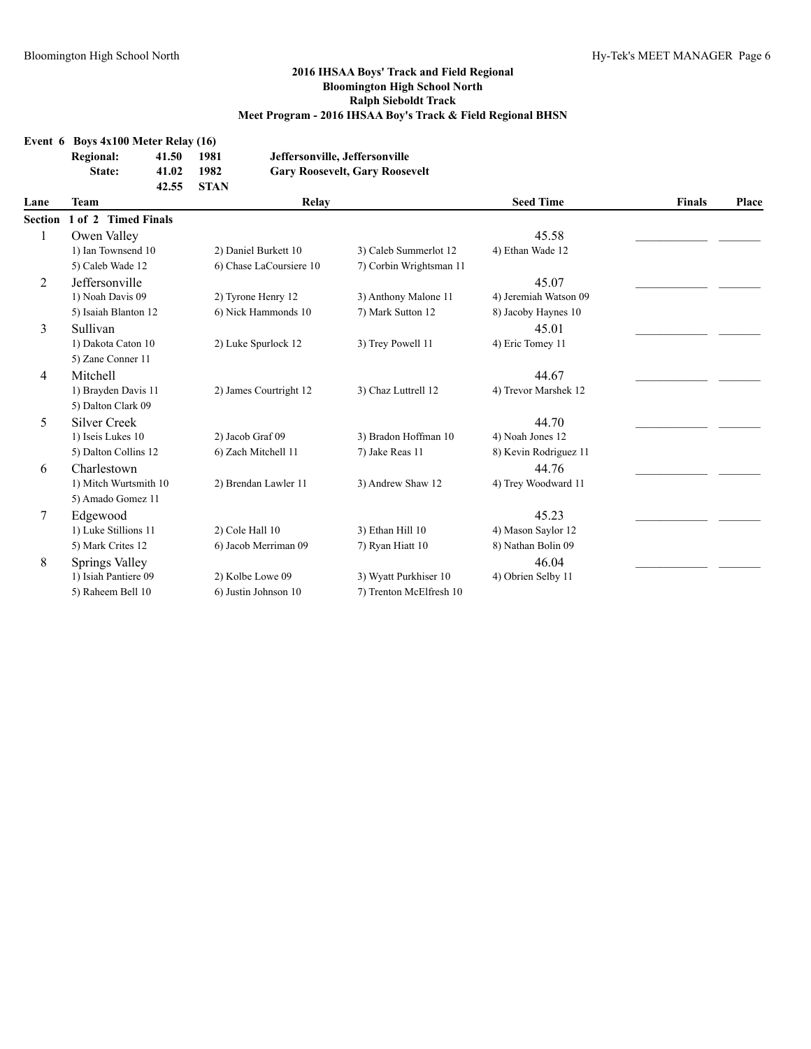## 2016 IHSAA Boys' Track and Field Regional
## Bloomington High School North
## Ralph Sieboldt Track
## Meet Program - 2016 IHSAA Boy's Track & Field Regional BHSN

**Event 6 Boys 4x100 Meter Relay (16)**

| | | | |
|---|---|---|---|
| **Regional:** | **41.50** | **1981** | **Jeffersonville, Jeffersonville** |
| **State:** | **41.02** | **1982** | **Gary Roosevelt, Gary Roosevelt** |
| | **42.55** | **STAN** | |

**Section 1 of 2 Timed Finals**

| Lane | Team | Relay | | | Seed Time | Finals | Place |
|---|---|---|---|---|---|---|---|
| 1 | Owen Valley | | | | 45.58 | ____________ | _______ |
| | 1) Ian Townsend 10 | 2) Daniel Burkett 10 | 3) Caleb Summerlot 12 | 4) Ethan Wade 12 | | | |
| | 5) Caleb Wade 12 | 6) Chase LaCoursiere 10 | 7) Corbin Wrightsman 11 | | | | |
| 2 | Jeffersonville | | | | 45.07 | ____________ | _______ |
| | 1) Noah Davis 09 | 2) Tyrone Henry 12 | 3) Anthony Malone 11 | 4) Jeremiah Watson 09 | | | |
| | 5) Isaiah Blanton 12 | 6) Nick Hammonds 10 | 7) Mark Sutton 12 | 8) Jacoby Haynes 10 | | | |
| 3 | Sullivan | | | | 45.01 | ____________ | _______ |
| | 1) Dakota Caton 10 | 2) Luke Spurlock 12 | 3) Trey Powell 11 | 4) Eric Tomey 11 | | | |
| | 5) Zane Conner 11 | | | | | | |
| 4 | Mitchell | | | | 44.67 | ____________ | _______ |
| | 1) Brayden Davis 11 | 2) James Courtright 12 | 3) Chaz Luttrell 12 | 4) Trevor Marshek 12 | | | |
| | 5) Dalton Clark 09 | | | | | | |
| 5 | Silver Creek | | | | 44.70 | ____________ | _______ |
| | 1) Iseis Lukes 10 | 2) Jacob Graf 09 | 3) Bradon Hoffman 10 | 4) Noah Jones 12 | | | |
| | 5) Dalton Collins 12 | 6) Zach Mitchell 11 | 7) Jake Reas 11 | 8) Kevin Rodriguez 11 | | | |
| 6 | Charlestown | | | | 44.76 | ____________ | _______ |
| | 1) Mitch Wurtsmith 10 | 2) Brendan Lawler 11 | 3) Andrew Shaw 12 | 4) Trey Woodward 11 | | | |
| | 5) Amado Gomez 11 | | | | | | |
| 7 | Edgewood | | | | 45.23 | ____________ | _______ |
| | 1) Luke Stillions 11 | 2) Cole Hall 10 | 3) Ethan Hill 10 | 4) Mason Saylor 12 | | | |
| | 5) Mark Crites 12 | 6) Jacob Merriman 09 | 7) Ryan Hiatt 10 | 8) Nathan Bolin 09 | | | |
| 8 | Springs Valley | | | | 46.04 | ____________ | _______ |
| | 1) Isiah Pantiere 09 | 2) Kolbe Lowe 09 | 3) Wyatt Purkhiser 10 | 4) Obrien Selby 11 | | | |
| | 5) Raheem Bell 10 | 6) Justin Johnson 10 | 7) Trenton McElfresh 10 | | | | |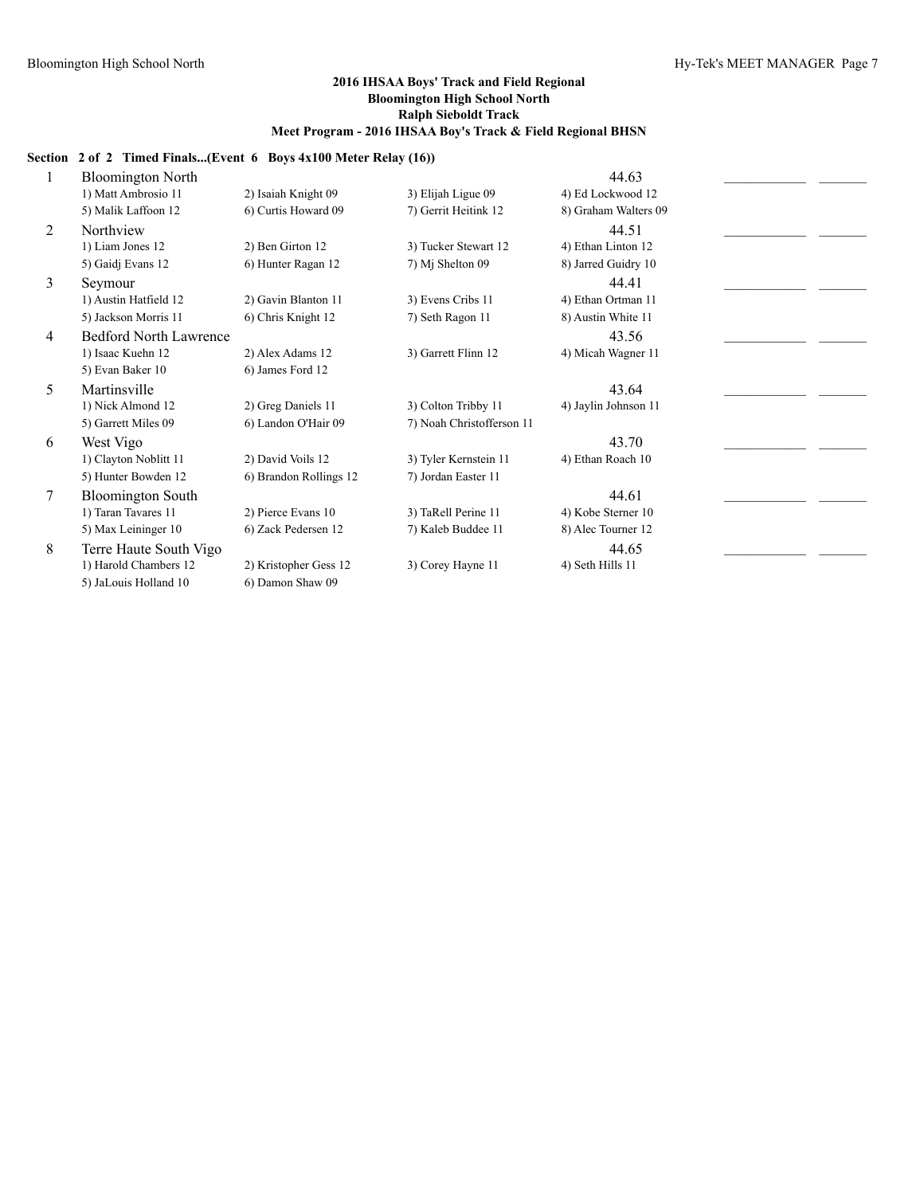**2016 IHSAA Boys' Track and Field Regional**
**Bloomington High School North**
**Ralph Sieboldt Track**
**Meet Program - 2016 IHSAA Boy's Track & Field Regional BHSN**

**Section 2 of 2 Timed Finals...(Event 6 Boys 4x100 Meter Relay (16))**

| Lane | Team | | | | Seed | | |
|---|---|---|---|---|---|---|---|
| 1 | Bloomington North | | | | 44.63 | ____________ | _______ |
| | 1) Matt Ambrosio 11 | 2) Isaiah Knight 09 | 3) Elijah Ligue 09 | 4) Ed Lockwood 12 | | | |
| | 5) Malik Laffoon 12 | 6) Curtis Howard 09 | 7) Gerrit Heitink 12 | 8) Graham Walters 09 | | | |
| 2 | Northview | | | | 44.51 | ____________ | _______ |
| | 1) Liam Jones 12 | 2) Ben Girton 12 | 3) Tucker Stewart 12 | 4) Ethan Linton 12 | | | |
| | 5) Gaidj Evans 12 | 6) Hunter Ragan 12 | 7) Mj Shelton 09 | 8) Jarred Guidry 10 | | | |
| 3 | Seymour | | | | 44.41 | ____________ | _______ |
| | 1) Austin Hatfield 12 | 2) Gavin Blanton 11 | 3) Evens Cribs 11 | 4) Ethan Ortman 11 | | | |
| | 5) Jackson Morris 11 | 6) Chris Knight 12 | 7) Seth Ragon 11 | 8) Austin White 11 | | | |
| 4 | Bedford North Lawrence | | | | 43.56 | ____________ | _______ |
| | 1) Isaac Kuehn 12 | 2) Alex Adams 12 | 3) Garrett Flinn 12 | 4) Micah Wagner 11 | | | |
| | 5) Evan Baker 10 | 6) James Ford 12 | | | | | |
| 5 | Martinsville | | | | 43.64 | ____________ | _______ |
| | 1) Nick Almond 12 | 2) Greg Daniels 11 | 3) Colton Tribby 11 | 4) Jaylin Johnson 11 | | | |
| | 5) Garrett Miles 09 | 6) Landon O'Hair 09 | 7) Noah Christofferson 11 | | | | |
| 6 | West Vigo | | | | 43.70 | ____________ | _______ |
| | 1) Clayton Noblitt 11 | 2) David Voils 12 | 3) Tyler Kernstein 11 | 4) Ethan Roach 10 | | | |
| | 5) Hunter Bowden 12 | 6) Brandon Rollings 12 | 7) Jordan Easter 11 | | | | |
| 7 | Bloomington South | | | | 44.61 | ____________ | _______ |
| | 1) Taran Tavares 11 | 2) Pierce Evans 10 | 3) TaRell Perine 11 | 4) Kobe Sterner 10 | | | |
| | 5) Max Leininger 10 | 6) Zack Pedersen 12 | 7) Kaleb Buddee 11 | 8) Alec Tourner 12 | | | |
| 8 | Terre Haute South Vigo | | | | 44.65 | ____________ | _______ |
| | 1) Harold Chambers 12 | 2) Kristopher Gess 12 | 3) Corey Hayne 11 | 4) Seth Hills 11 | | | |
| | 5) JaLouis Holland 10 | 6) Damon Shaw 09 | | | | | |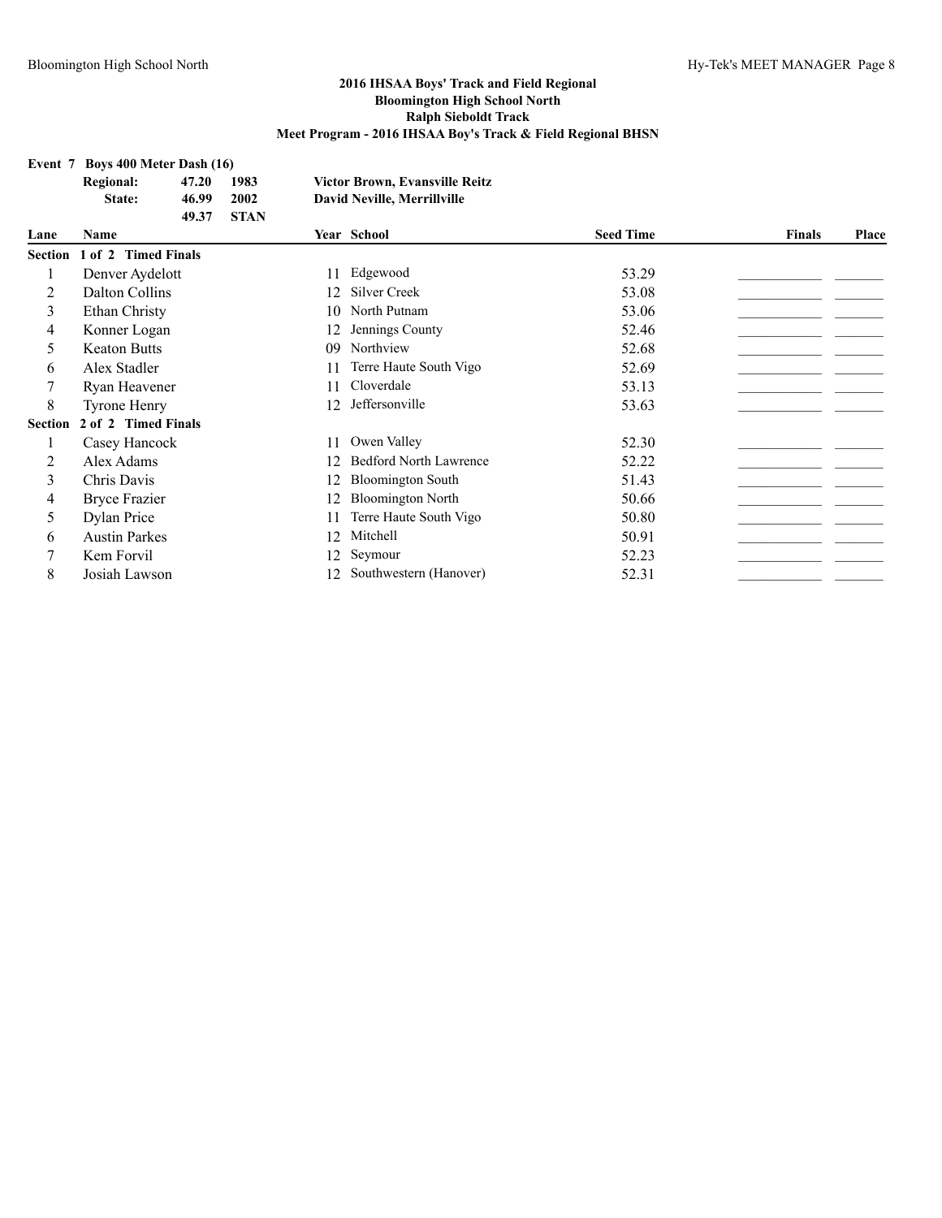## 2016 IHSAA Boys' Track and Field Regional
## Bloomington High School North
## Ralph Sieboldt Track
## Meet Program - 2016 IHSAA Boy's Track & Field Regional BHSN

### Event 7 Boys 400 Meter Dash (16)

| | | | |
|---|---|---|---|
| **Regional:** | **47.20** | **1983** | **Victor Brown, Evansville Reitz** |
| **State:** | **46.99** | **2002** | **David Neville, Merrillville** |
| | **49.37** | **STAN** | |

| Lane | Name | Year | School | Seed Time | Finals | Place |
|---|---|---|---|---|---|---|
| **Section 1 of 2 Timed Finals** | | | | | | |
| 1 | Denver Aydelott | 11 | Edgewood | 53.29 | | |
| 2 | Dalton Collins | 12 | Silver Creek | 53.08 | | |
| 3 | Ethan Christy | 10 | North Putnam | 53.06 | | |
| 4 | Konner Logan | 12 | Jennings County | 52.46 | | |
| 5 | Keaton Butts | 09 | Northview | 52.68 | | |
| 6 | Alex Stadler | 11 | Terre Haute South Vigo | 52.69 | | |
| 7 | Ryan Heavener | 11 | Cloverdale | 53.13 | | |
| 8 | Tyrone Henry | 12 | Jeffersonville | 53.63 | | |
| **Section 2 of 2 Timed Finals** | | | | | | |
| 1 | Casey Hancock | 11 | Owen Valley | 52.30 | | |
| 2 | Alex Adams | 12 | Bedford North Lawrence | 52.22 | | |
| 3 | Chris Davis | 12 | Bloomington South | 51.43 | | |
| 4 | Bryce Frazier | 12 | Bloomington North | 50.66 | | |
| 5 | Dylan Price | 11 | Terre Haute South Vigo | 50.80 | | |
| 6 | Austin Parkes | 12 | Mitchell | 50.91 | | |
| 7 | Kem Forvil | 12 | Seymour | 52.23 | | |
| 8 | Josiah Lawson | 12 | Southwestern (Hanover) | 52.31 | | |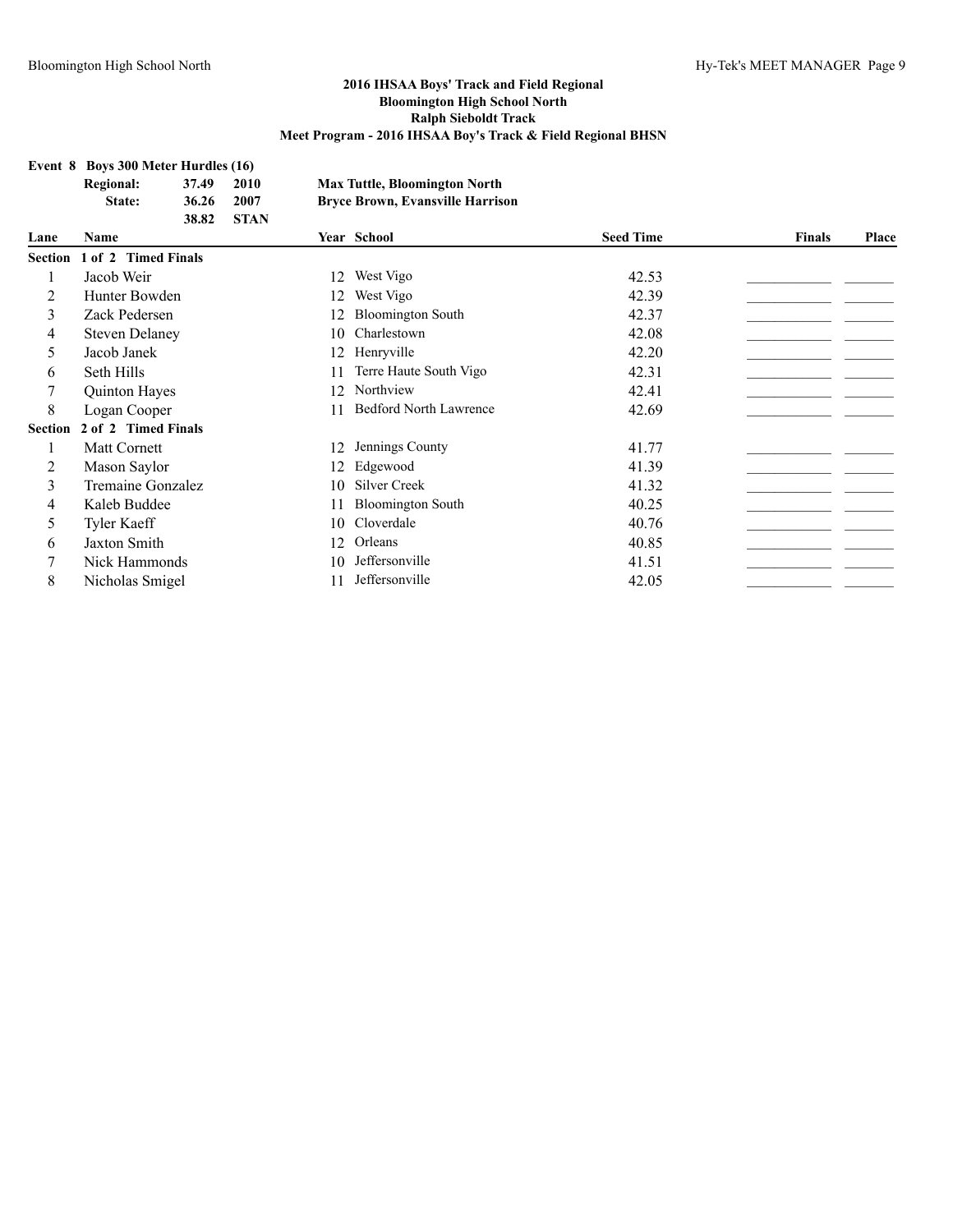## 2016 IHSAA Boys' Track and Field Regional
## Bloomington High School North
## Ralph Sieboldt Track
## Meet Program - 2016 IHSAA Boy's Track & Field Regional BHSN

**Event 8 Boys 300 Meter Hurdles (16)**

| | | | |
|---|---|---|---|
| **Regional:** | **37.49** | **2010** | **Max Tuttle, Bloomington North** |
| **State:** | **36.26** | **2007** | **Bryce Brown, Evansville Harrison** |
| | **38.82** | **STAN** | |

| Lane | Name | Year | School | Seed Time | Finals | Place |
|---|---|---|---|---|---|---|
| **Section 1 of 2 Timed Finals** | | | | | | |
| 1 | Jacob Weir | 12 | West Vigo | 42.53 | | |
| 2 | Hunter Bowden | 12 | West Vigo | 42.39 | | |
| 3 | Zack Pedersen | 12 | Bloomington South | 42.37 | | |
| 4 | Steven Delaney | 10 | Charlestown | 42.08 | | |
| 5 | Jacob Janek | 12 | Henryville | 42.20 | | |
| 6 | Seth Hills | 11 | Terre Haute South Vigo | 42.31 | | |
| 7 | Quinton Hayes | 12 | Northview | 42.41 | | |
| 8 | Logan Cooper | 11 | Bedford North Lawrence | 42.69 | | |
| **Section 2 of 2 Timed Finals** | | | | | | |
| 1 | Matt Cornett | 12 | Jennings County | 41.77 | | |
| 2 | Mason Saylor | 12 | Edgewood | 41.39 | | |
| 3 | Tremaine Gonzalez | 10 | Silver Creek | 41.32 | | |
| 4 | Kaleb Buddee | 11 | Bloomington South | 40.25 | | |
| 5 | Tyler Kaeff | 10 | Cloverdale | 40.76 | | |
| 6 | Jaxton Smith | 12 | Orleans | 40.85 | | |
| 7 | Nick Hammonds | 10 | Jeffersonville | 41.51 | | |
| 8 | Nicholas Smigel | 11 | Jeffersonville | 42.05 | | |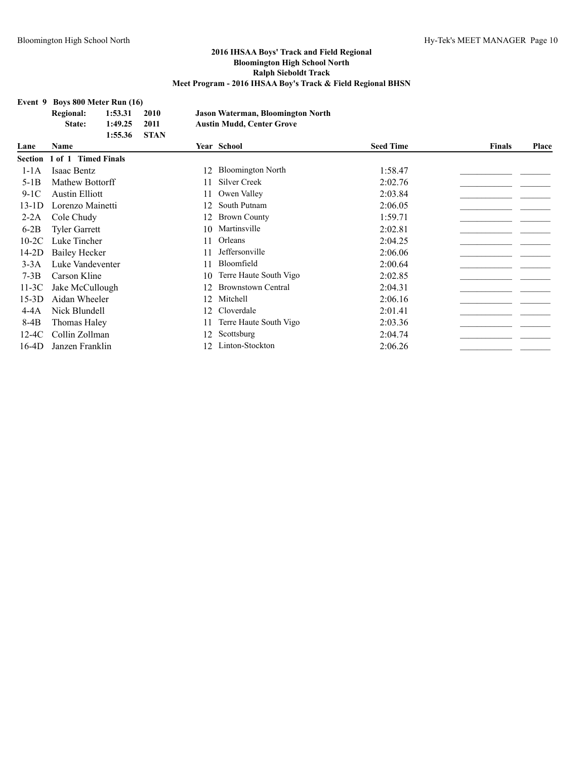## 2016 IHSAA Boys' Track and Field Regional
## Bloomington High School North
## Ralph Sieboldt Track
## Meet Program - 2016 IHSAA Boy's Track & Field Regional BHSN

**Event 9 Boys 800 Meter Run (16)**

| | | | |
|---|---|---|---|
| **Regional:** | **1:53.31** | **2010** | **Jason Waterman, Bloomington North** |
| **State:** | **1:49.25** | **2011** | **Austin Mudd, Center Grove** |
| | **1:55.36** | **STAN** | |

| Lane | Name | Year | School | Seed Time | Finals | Place |
|---|---|---|---|---|---|---|
| **Section 1 of 1 Timed Finals** | | | | | | |
| 1-1A | Isaac Bentz | 12 | Bloomington North | 1:58.47 | ___________ | _______ |
| 5-1B | Mathew Bottorff | 11 | Silver Creek | 2:02.76 | ___________ | _______ |
| 9-1C | Austin Elliott | 11 | Owen Valley | 2:03.84 | ___________ | _______ |
| 13-1D | Lorenzo Mainetti | 12 | South Putnam | 2:06.05 | ___________ | _______ |
| 2-2A | Cole Chudy | 12 | Brown County | 1:59.71 | ___________ | _______ |
| 6-2B | Tyler Garrett | 10 | Martinsville | 2:02.81 | ___________ | _______ |
| 10-2C | Luke Tincher | 11 | Orleans | 2:04.25 | ___________ | _______ |
| 14-2D | Bailey Hecker | 11 | Jeffersonville | 2:06.06 | ___________ | _______ |
| 3-3A | Luke Vandeventer | 11 | Bloomfield | 2:00.64 | ___________ | _______ |
| 7-3B | Carson Kline | 10 | Terre Haute South Vigo | 2:02.85 | ___________ | _______ |
| 11-3C | Jake McCullough | 12 | Brownstown Central | 2:04.31 | ___________ | _______ |
| 15-3D | Aidan Wheeler | 12 | Mitchell | 2:06.16 | ___________ | _______ |
| 4-4A | Nick Blundell | 12 | Cloverdale | 2:01.41 | ___________ | _______ |
| 8-4B | Thomas Haley | 11 | Terre Haute South Vigo | 2:03.36 | ___________ | _______ |
| 12-4C | Collin Zollman | 12 | Scottsburg | 2:04.74 | ___________ | _______ |
| 16-4D | Janzen Franklin | 12 | Linton-Stockton | 2:06.26 | ___________ | _______ |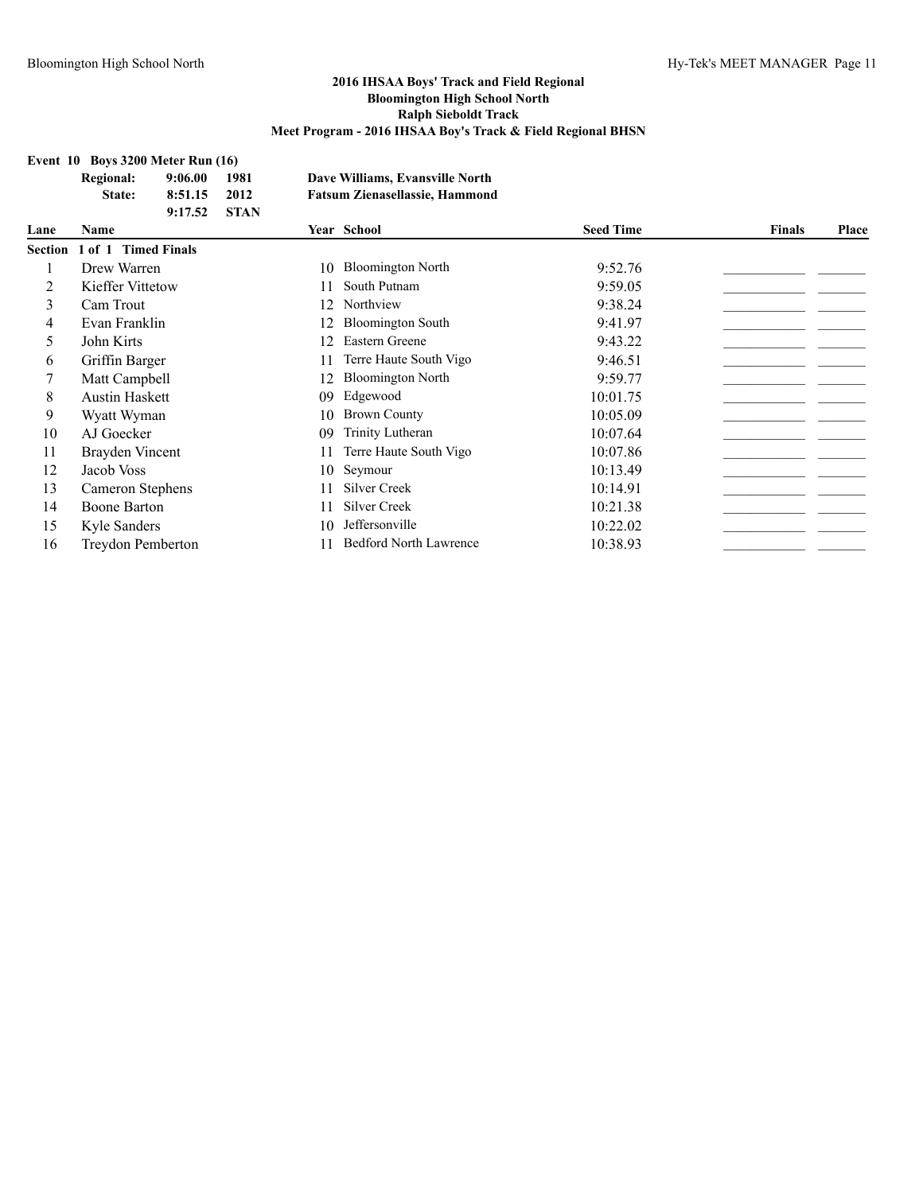## 2016 IHSAA Boys' Track and Field Regional
## Bloomington High School North
## Ralph Sieboldt Track
## Meet Program - 2016 IHSAA Boy's Track & Field Regional BHSN

**Event 10 Boys 3200 Meter Run (16)**

| | | | |
|---|---|---|---|
| **Regional:** | 9:06.00 | 1981 | **Dave Williams, Evansville North** |
| **State:** | 8:51.15 | 2012 | **Fatsum Zienasellassie, Hammond** |
| | 9:17.52 | STAN | |

| Lane | Name | Year | School | Seed Time | Finals | Place |
|---|---|---|---|---|---|---|
| **Section 1 of 1 Timed Finals** | | | | | | |
| 1 | Drew Warren | 10 | Bloomington North | 9:52.76 | | |
| 2 | Kieffer Vittetow | 11 | South Putnam | 9:59.05 | | |
| 3 | Cam Trout | 12 | Northview | 9:38.24 | | |
| 4 | Evan Franklin | 12 | Bloomington South | 9:41.97 | | |
| 5 | John Kirts | 12 | Eastern Greene | 9:43.22 | | |
| 6 | Griffin Barger | 11 | Terre Haute South Vigo | 9:46.51 | | |
| 7 | Matt Campbell | 12 | Bloomington North | 9:59.77 | | |
| 8 | Austin Haskett | 09 | Edgewood | 10:01.75 | | |
| 9 | Wyatt Wyman | 10 | Brown County | 10:05.09 | | |
| 10 | AJ Goecker | 09 | Trinity Lutheran | 10:07.64 | | |
| 11 | Brayden Vincent | 11 | Terre Haute South Vigo | 10:07.86 | | |
| 12 | Jacob Voss | 10 | Seymour | 10:13.49 | | |
| 13 | Cameron Stephens | 11 | Silver Creek | 10:14.91 | | |
| 14 | Boone Barton | 11 | Silver Creek | 10:21.38 | | |
| 15 | Kyle Sanders | 10 | Jeffersonville | 10:22.02 | | |
| 16 | Treydon Pemberton | 11 | Bedford North Lawrence | 10:38.93 | | |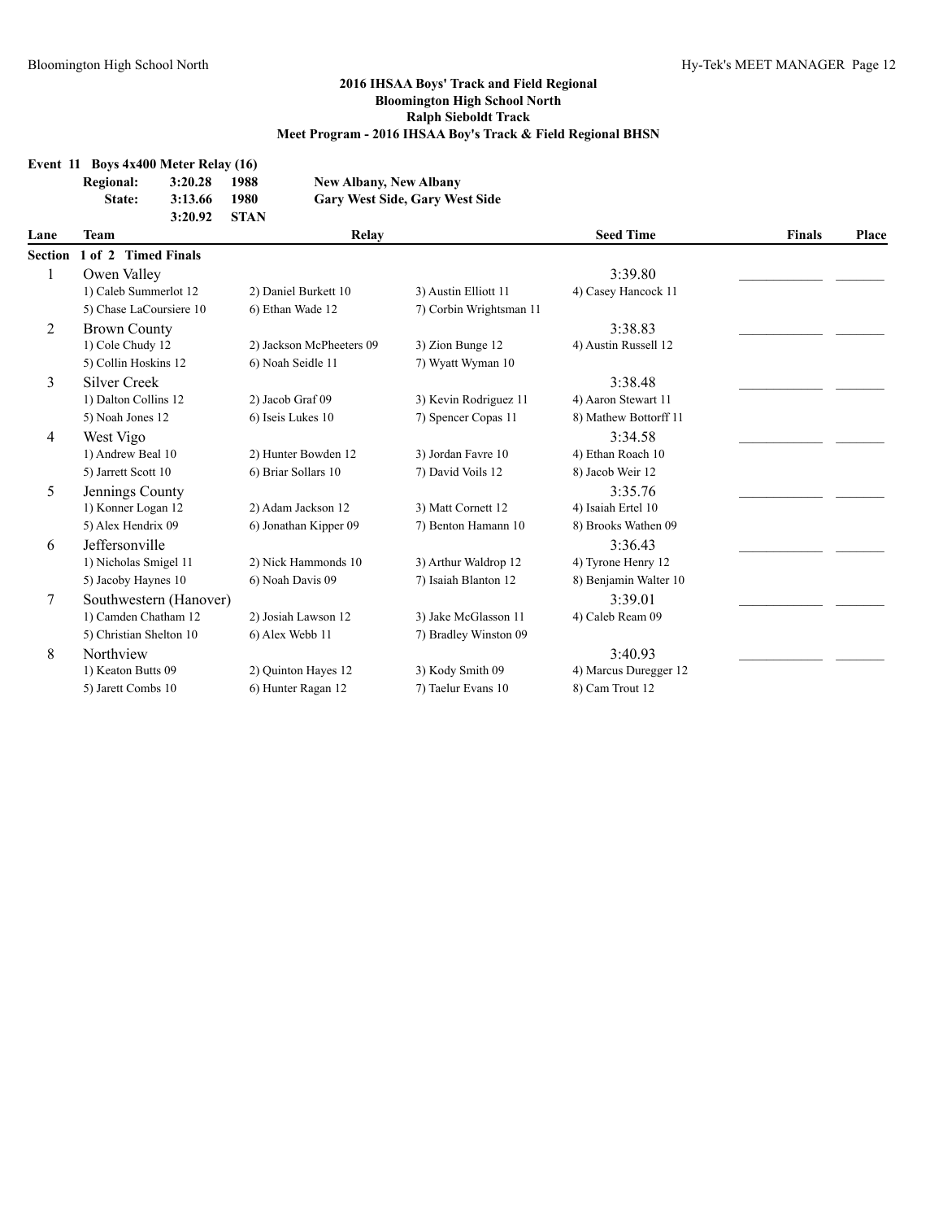## 2016 IHSAA Boys' Track and Field Regional
## Bloomington High School North
## Ralph Sieboldt Track
## Meet Program - 2016 IHSAA Boy's Track & Field Regional BHSN

**Event 11 Boys 4x400 Meter Relay (16)**

| | | | |
|---|---|---|---|
| **Regional:** | **3:20.28** | **1988** | **New Albany, New Albany** |
| **State:** | **3:13.66** | **1980** | **Gary West Side, Gary West Side** |
| | **3:20.92** | **STAN** | |

**Section 1 of 2 Timed Finals**

| Lane | Team | Relay | | | Seed Time | Finals | Place |
|---|---|---|---|---|---|---|---|
| 1 | Owen Valley | | | | 3:39.80 | ___________ | _______ |
| | 1) Caleb Summerlot 12 | 2) Daniel Burkett 10 | 3) Austin Elliott 11 | 4) Casey Hancock 11 | | | |
| | 5) Chase LaCoursiere 10 | 6) Ethan Wade 12 | 7) Corbin Wrightsman 11 | | | | |
| 2 | Brown County | | | | 3:38.83 | ___________ | _______ |
| | 1) Cole Chudy 12 | 2) Jackson McPheeters 09 | 3) Zion Bunge 12 | 4) Austin Russell 12 | | | |
| | 5) Collin Hoskins 12 | 6) Noah Seidle 11 | 7) Wyatt Wyman 10 | | | | |
| 3 | Silver Creek | | | | 3:38.48 | ___________ | _______ |
| | 1) Dalton Collins 12 | 2) Jacob Graf 09 | 3) Kevin Rodriguez 11 | 4) Aaron Stewart 11 | | | |
| | 5) Noah Jones 12 | 6) Iseis Lukes 10 | 7) Spencer Copas 11 | 8) Mathew Bottorff 11 | | | |
| 4 | West Vigo | | | | 3:34.58 | ___________ | _______ |
| | 1) Andrew Beal 10 | 2) Hunter Bowden 12 | 3) Jordan Favre 10 | 4) Ethan Roach 10 | | | |
| | 5) Jarrett Scott 10 | 6) Briar Sollars 10 | 7) David Voils 12 | 8) Jacob Weir 12 | | | |
| 5 | Jennings County | | | | 3:35.76 | ___________ | _______ |
| | 1) Konner Logan 12 | 2) Adam Jackson 12 | 3) Matt Cornett 12 | 4) Isaiah Ertel 10 | | | |
| | 5) Alex Hendrix 09 | 6) Jonathan Kipper 09 | 7) Benton Hamann 10 | 8) Brooks Wathen 09 | | | |
| 6 | Jeffersonville | | | | 3:36.43 | ___________ | _______ |
| | 1) Nicholas Smigel 11 | 2) Nick Hammonds 10 | 3) Arthur Waldrop 12 | 4) Tyrone Henry 12 | | | |
| | 5) Jacoby Haynes 10 | 6) Noah Davis 09 | 7) Isaiah Blanton 12 | 8) Benjamin Walter 10 | | | |
| 7 | Southwestern (Hanover) | | | | 3:39.01 | ___________ | _______ |
| | 1) Camden Chatham 12 | 2) Josiah Lawson 12 | 3) Jake McGlasson 11 | 4) Caleb Ream 09 | | | |
| | 5) Christian Shelton 10 | 6) Alex Webb 11 | 7) Bradley Winston 09 | | | | |
| 8 | Northview | | | | 3:40.93 | ___________ | _______ |
| | 1) Keaton Butts 09 | 2) Quinton Hayes 12 | 3) Kody Smith 09 | 4) Marcus Duregger 12 | | | |
| | 5) Jarett Combs 10 | 6) Hunter Ragan 12 | 7) Taelur Evans 10 | 8) Cam Trout 12 | | | |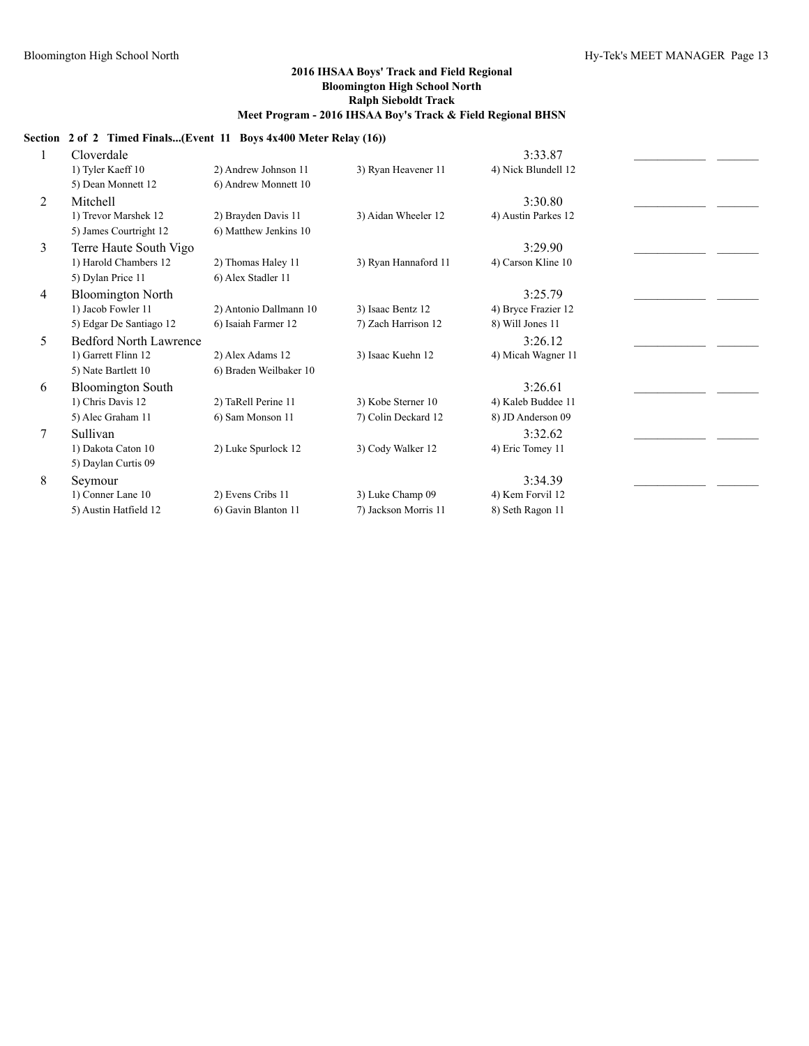## 2016 IHSAA Boys' Track and Field Regional
### Bloomington High School North
### Ralph Sieboldt Track
### Meet Program - 2016 IHSAA Boy's Track & Field Regional BHSN

**Section 2 of 2 Timed Finals...(Event 11 Boys 4x400 Meter Relay (16))**

| Lane | Team | | | | Seed | | |
|---|---|---|---|---|---|---|---|
| 1 | Cloverdale | | | | 3:33.87 | ____________ | _______ |
| | 1) Tyler Kaeff 10 | 2) Andrew Johnson 11 | 3) Ryan Heavener 11 | 4) Nick Blundell 12 | | | |
| | 5) Dean Monnett 12 | 6) Andrew Monnett 10 | | | | | |
| 2 | Mitchell | | | | 3:30.80 | ____________ | _______ |
| | 1) Trevor Marshek 12 | 2) Brayden Davis 11 | 3) Aidan Wheeler 12 | 4) Austin Parkes 12 | | | |
| | 5) James Courtright 12 | 6) Matthew Jenkins 10 | | | | | |
| 3 | Terre Haute South Vigo | | | | 3:29.90 | ____________ | _______ |
| | 1) Harold Chambers 12 | 2) Thomas Haley 11 | 3) Ryan Hannaford 11 | 4) Carson Kline 10 | | | |
| | 5) Dylan Price 11 | 6) Alex Stadler 11 | | | | | |
| 4 | Bloomington North | | | | 3:25.79 | ____________ | _______ |
| | 1) Jacob Fowler 11 | 2) Antonio Dallmann 10 | 3) Isaac Bentz 12 | 4) Bryce Frazier 12 | | | |
| | 5) Edgar De Santiago 12 | 6) Isaiah Farmer 12 | 7) Zach Harrison 12 | 8) Will Jones 11 | | | |
| 5 | Bedford North Lawrence | | | | 3:26.12 | ____________ | _______ |
| | 1) Garrett Flinn 12 | 2) Alex Adams 12 | 3) Isaac Kuehn 12 | 4) Micah Wagner 11 | | | |
| | 5) Nate Bartlett 10 | 6) Braden Weilbaker 10 | | | | | |
| 6 | Bloomington South | | | | 3:26.61 | ____________ | _______ |
| | 1) Chris Davis 12 | 2) TaRell Perine 11 | 3) Kobe Sterner 10 | 4) Kaleb Buddee 11 | | | |
| | 5) Alec Graham 11 | 6) Sam Monson 11 | 7) Colin Deckard 12 | 8) JD Anderson 09 | | | |
| 7 | Sullivan | | | | 3:32.62 | ____________ | _______ |
| | 1) Dakota Caton 10 | 2) Luke Spurlock 12 | 3) Cody Walker 12 | 4) Eric Tomey 11 | | | |
| | 5) Daylan Curtis 09 | | | | | | |
| 8 | Seymour | | | | 3:34.39 | ____________ | _______ |
| | 1) Conner Lane 10 | 2) Evens Cribs 11 | 3) Luke Champ 09 | 4) Kem Forvil 12 | | | |
| | 5) Austin Hatfield 12 | 6) Gavin Blanton 11 | 7) Jackson Morris 11 | 8) Seth Ragon 11 | | | |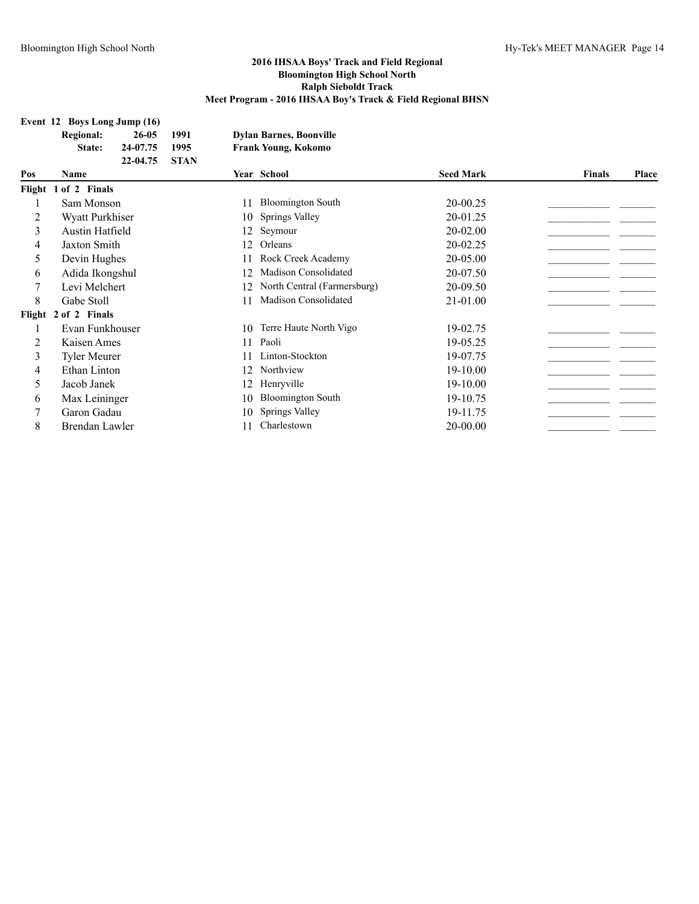## 2016 IHSAA Boys' Track and Field Regional
## Bloomington High School North
## Ralph Sieboldt Track
## Meet Program - 2016 IHSAA Boy's Track & Field Regional BHSN

**Event 12 Boys Long Jump (16)**

| | | | |
|---|---|---|---|
| **Regional:** | **26-05** | **1991** | **Dylan Barnes, Boonville** |
| **State:** | **24-07.75** | **1995** | **Frank Young, Kokomo** |
| | **22-04.75** | **STAN** | |

| Pos | Name | Year | School | Seed Mark | Finals | Place |
|---|---|---|---|---|---|---|
| **Flight 1 of 2 Finals** | | | | | | |
| 1 | Sam Monson | 11 | Bloomington South | 20-00.25 | ___________ | _______ |
| 2 | Wyatt Purkhiser | 10 | Springs Valley | 20-01.25 | ___________ | _______ |
| 3 | Austin Hatfield | 12 | Seymour | 20-02.00 | ___________ | _______ |
| 4 | Jaxton Smith | 12 | Orleans | 20-02.25 | ___________ | _______ |
| 5 | Devin Hughes | 11 | Rock Creek Academy | 20-05.00 | ___________ | _______ |
| 6 | Adida Ikongshul | 12 | Madison Consolidated | 20-07.50 | ___________ | _______ |
| 7 | Levi Melchert | 12 | North Central (Farmersburg) | 20-09.50 | ___________ | _______ |
| 8 | Gabe Stoll | 11 | Madison Consolidated | 21-01.00 | ___________ | _______ |
| **Flight 2 of 2 Finals** | | | | | | |
| 1 | Evan Funkhouser | 10 | Terre Haute North Vigo | 19-02.75 | ___________ | _______ |
| 2 | Kaisen Ames | 11 | Paoli | 19-05.25 | ___________ | _______ |
| 3 | Tyler Meurer | 11 | Linton-Stockton | 19-07.75 | ___________ | _______ |
| 4 | Ethan Linton | 12 | Northview | 19-10.00 | ___________ | _______ |
| 5 | Jacob Janek | 12 | Henryville | 19-10.00 | ___________ | _______ |
| 6 | Max Leininger | 10 | Bloomington South | 19-10.75 | ___________ | _______ |
| 7 | Garon Gadau | 10 | Springs Valley | 19-11.75 | ___________ | _______ |
| 8 | Brendan Lawler | 11 | Charlestown | 20-00.00 | ___________ | _______ |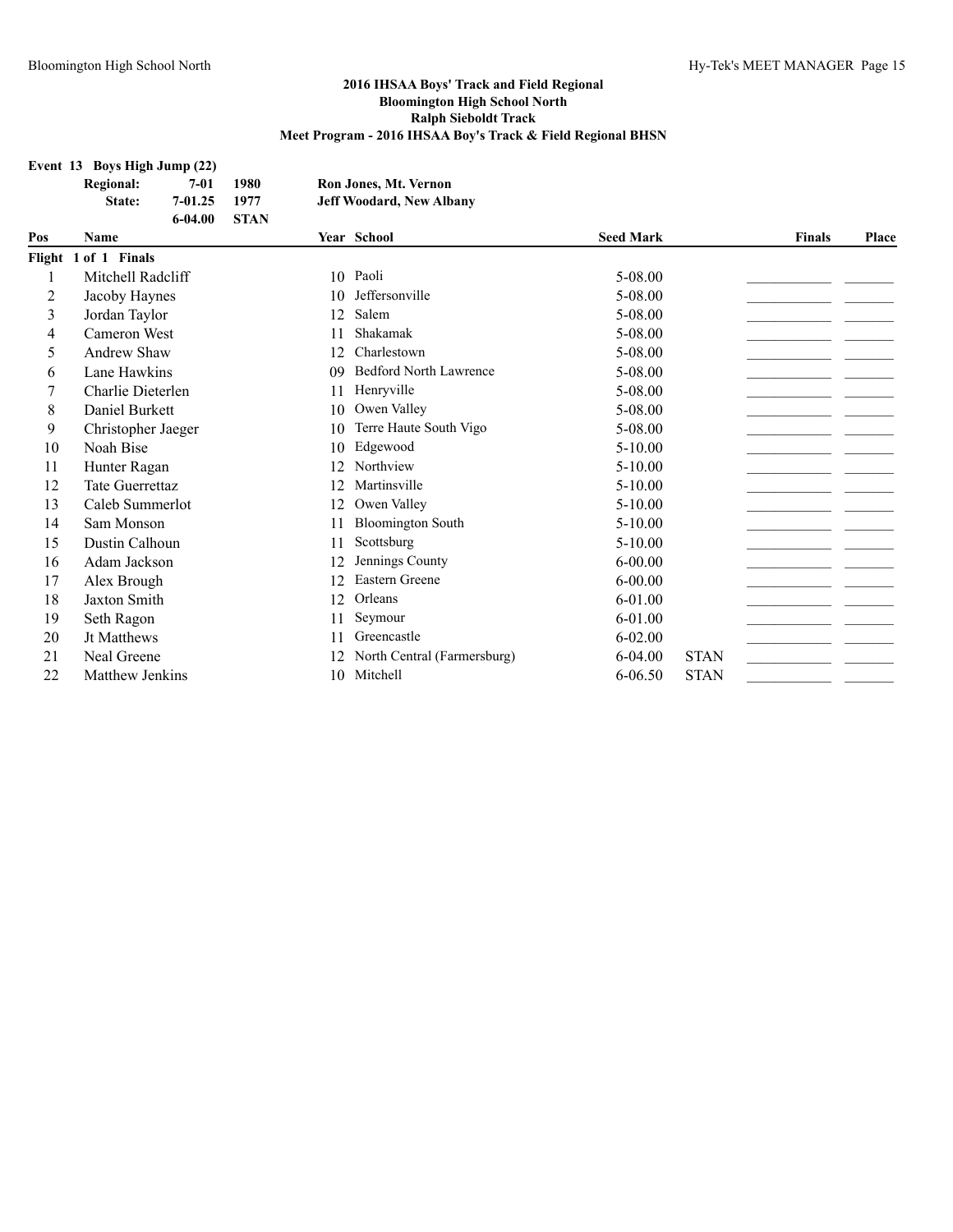## 2016 IHSAA Boys' Track and Field Regional
## Bloomington High School North
## Ralph Sieboldt Track
## Meet Program - 2016 IHSAA Boy's Track & Field Regional BHSN

**Event 13 Boys High Jump (22)**

| | | | |
|---|---|---|---|
| **Regional:** | **7-01** | **1980** | **Ron Jones, Mt. Vernon** |
| **State:** | **7-01.25** | **1977** | **Jeff Woodard, New Albany** |
| | **6-04.00** | **STAN** | |

| Pos | Name | Year | School | Seed Mark | | Finals | Place |
|---|---|---|---|---|---|---|---|
| **Flight 1 of 1 Finals** | | | | | | | |
| 1 | Mitchell Radcliff | 10 | Paoli | 5-08.00 | | ___________ | _______ |
| 2 | Jacoby Haynes | 10 | Jeffersonville | 5-08.00 | | ___________ | _______ |
| 3 | Jordan Taylor | 12 | Salem | 5-08.00 | | ___________ | _______ |
| 4 | Cameron West | 11 | Shakamak | 5-08.00 | | ___________ | _______ |
| 5 | Andrew Shaw | 12 | Charlestown | 5-08.00 | | ___________ | _______ |
| 6 | Lane Hawkins | 09 | Bedford North Lawrence | 5-08.00 | | ___________ | _______ |
| 7 | Charlie Dieterlen | 11 | Henryville | 5-08.00 | | ___________ | _______ |
| 8 | Daniel Burkett | 10 | Owen Valley | 5-08.00 | | ___________ | _______ |
| 9 | Christopher Jaeger | 10 | Terre Haute South Vigo | 5-08.00 | | ___________ | _______ |
| 10 | Noah Bise | 10 | Edgewood | 5-10.00 | | ___________ | _______ |
| 11 | Hunter Ragan | 12 | Northview | 5-10.00 | | ___________ | _______ |
| 12 | Tate Guerrettaz | 12 | Martinsville | 5-10.00 | | ___________ | _______ |
| 13 | Caleb Summerlot | 12 | Owen Valley | 5-10.00 | | ___________ | _______ |
| 14 | Sam Monson | 11 | Bloomington South | 5-10.00 | | ___________ | _______ |
| 15 | Dustin Calhoun | 11 | Scottsburg | 5-10.00 | | ___________ | _______ |
| 16 | Adam Jackson | 12 | Jennings County | 6-00.00 | | ___________ | _______ |
| 17 | Alex Brough | 12 | Eastern Greene | 6-00.00 | | ___________ | _______ |
| 18 | Jaxton Smith | 12 | Orleans | 6-01.00 | | ___________ | _______ |
| 19 | Seth Ragon | 11 | Seymour | 6-01.00 | | ___________ | _______ |
| 20 | Jt Matthews | 11 | Greencastle | 6-02.00 | | ___________ | _______ |
| 21 | Neal Greene | 12 | North Central (Farmersburg) | 6-04.00 | STAN | ___________ | _______ |
| 22 | Matthew Jenkins | 10 | Mitchell | 6-06.50 | STAN | ___________ | _______ |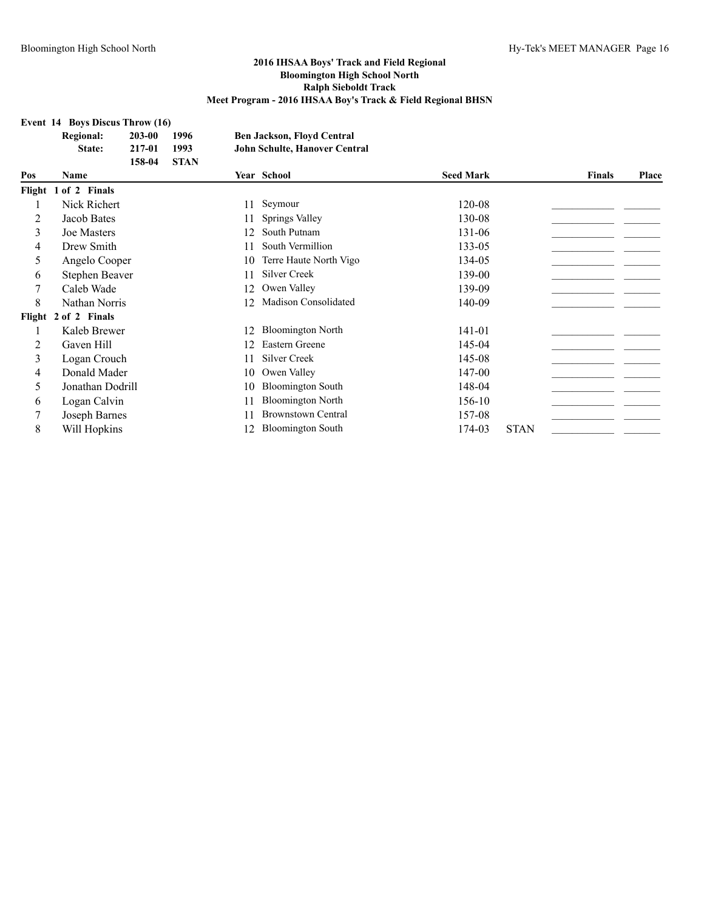## 2016 IHSAA Boys' Track and Field Regional
## Bloomington High School North
## Ralph Sieboldt Track
## Meet Program - 2016 IHSAA Boy's Track & Field Regional BHSN

**Event 14 Boys Discus Throw (16)**

| | | | |
|---|---|---|---|
| **Regional:** | **203-00** | **1996** | **Ben Jackson, Floyd Central** |
| **State:** | **217-01** | **1993** | **John Schulte, Hanover Central** |
| | **158-04** | **STAN** | |

| Pos | Name | Year | School | Seed Mark | | Finals | Place |
|---|---|---|---|---|---|---|---|
| **Flight 1 of 2 Finals** | | | | | | | |
| 1 | Nick Richert | 11 | Seymour | 120-08 | | ___________ | _______ |
| 2 | Jacob Bates | 11 | Springs Valley | 130-08 | | ___________ | _______ |
| 3 | Joe Masters | 12 | South Putnam | 131-06 | | ___________ | _______ |
| 4 | Drew Smith | 11 | South Vermillion | 133-05 | | ___________ | _______ |
| 5 | Angelo Cooper | 10 | Terre Haute North Vigo | 134-05 | | ___________ | _______ |
| 6 | Stephen Beaver | 11 | Silver Creek | 139-00 | | ___________ | _______ |
| 7 | Caleb Wade | 12 | Owen Valley | 139-09 | | ___________ | _______ |
| 8 | Nathan Norris | 12 | Madison Consolidated | 140-09 | | ___________ | _______ |
| **Flight 2 of 2 Finals** | | | | | | | |
| 1 | Kaleb Brewer | 12 | Bloomington North | 141-01 | | ___________ | _______ |
| 2 | Gaven Hill | 12 | Eastern Greene | 145-04 | | ___________ | _______ |
| 3 | Logan Crouch | 11 | Silver Creek | 145-08 | | ___________ | _______ |
| 4 | Donald Mader | 10 | Owen Valley | 147-00 | | ___________ | _______ |
| 5 | Jonathan Dodrill | 10 | Bloomington South | 148-04 | | ___________ | _______ |
| 6 | Logan Calvin | 11 | Bloomington North | 156-10 | | ___________ | _______ |
| 7 | Joseph Barnes | 11 | Brownstown Central | 157-08 | | ___________ | _______ |
| 8 | Will Hopkins | 12 | Bloomington South | 174-03 | STAN | ___________ | _______ |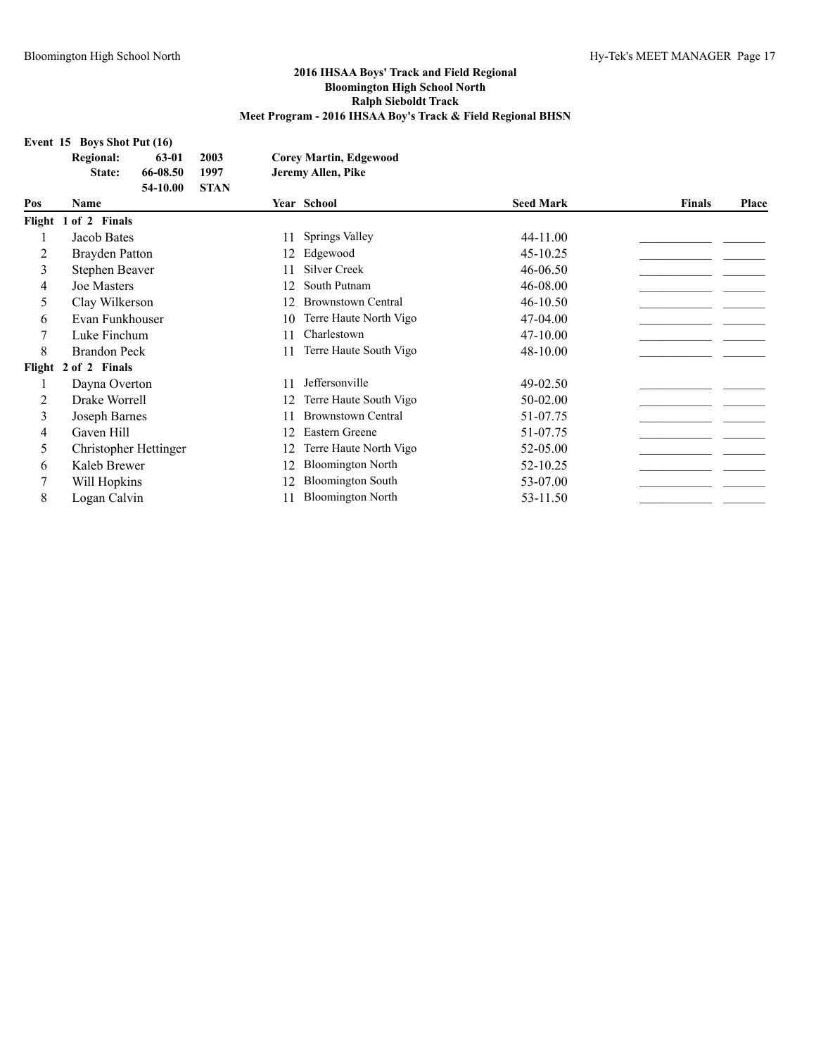## 2016 IHSAA Boys' Track and Field Regional
## Bloomington High School North
## Ralph Sieboldt Track
## Meet Program - 2016 IHSAA Boy's Track & Field Regional BHSN

### Event 15 Boys Shot Put (16)

| | | | |
|---|---|---|---|
| Regional: | 63-01 | 2003 | Corey Martin, Edgewood |
| State: | 66-08.50 | 1997 | Jeremy Allen, Pike |
| | 54-10.00 | STAN | |

| Pos | Name | Year | School | Seed Mark | Finals | Place |
|---|---|---|---|---|---|---|
| **Flight 1 of 2 Finals** | | | | | | |
| 1 | Jacob Bates | 11 | Springs Valley | 44-11.00 | ___________ | _______ |
| 2 | Brayden Patton | 12 | Edgewood | 45-10.25 | ___________ | _______ |
| 3 | Stephen Beaver | 11 | Silver Creek | 46-06.50 | ___________ | _______ |
| 4 | Joe Masters | 12 | South Putnam | 46-08.00 | ___________ | _______ |
| 5 | Clay Wilkerson | 12 | Brownstown Central | 46-10.50 | ___________ | _______ |
| 6 | Evan Funkhouser | 10 | Terre Haute North Vigo | 47-04.00 | ___________ | _______ |
| 7 | Luke Finchum | 11 | Charlestown | 47-10.00 | ___________ | _______ |
| 8 | Brandon Peck | 11 | Terre Haute South Vigo | 48-10.00 | ___________ | _______ |
| **Flight 2 of 2 Finals** | | | | | | |
| 1 | Dayna Overton | 11 | Jeffersonville | 49-02.50 | ___________ | _______ |
| 2 | Drake Worrell | 12 | Terre Haute South Vigo | 50-02.00 | ___________ | _______ |
| 3 | Joseph Barnes | 11 | Brownstown Central | 51-07.75 | ___________ | _______ |
| 4 | Gaven Hill | 12 | Eastern Greene | 51-07.75 | ___________ | _______ |
| 5 | Christopher Hettinger | 12 | Terre Haute North Vigo | 52-05.00 | ___________ | _______ |
| 6 | Kaleb Brewer | 12 | Bloomington North | 52-10.25 | ___________ | _______ |
| 7 | Will Hopkins | 12 | Bloomington South | 53-07.00 | ___________ | _______ |
| 8 | Logan Calvin | 11 | Bloomington North | 53-11.50 | ___________ | _______ |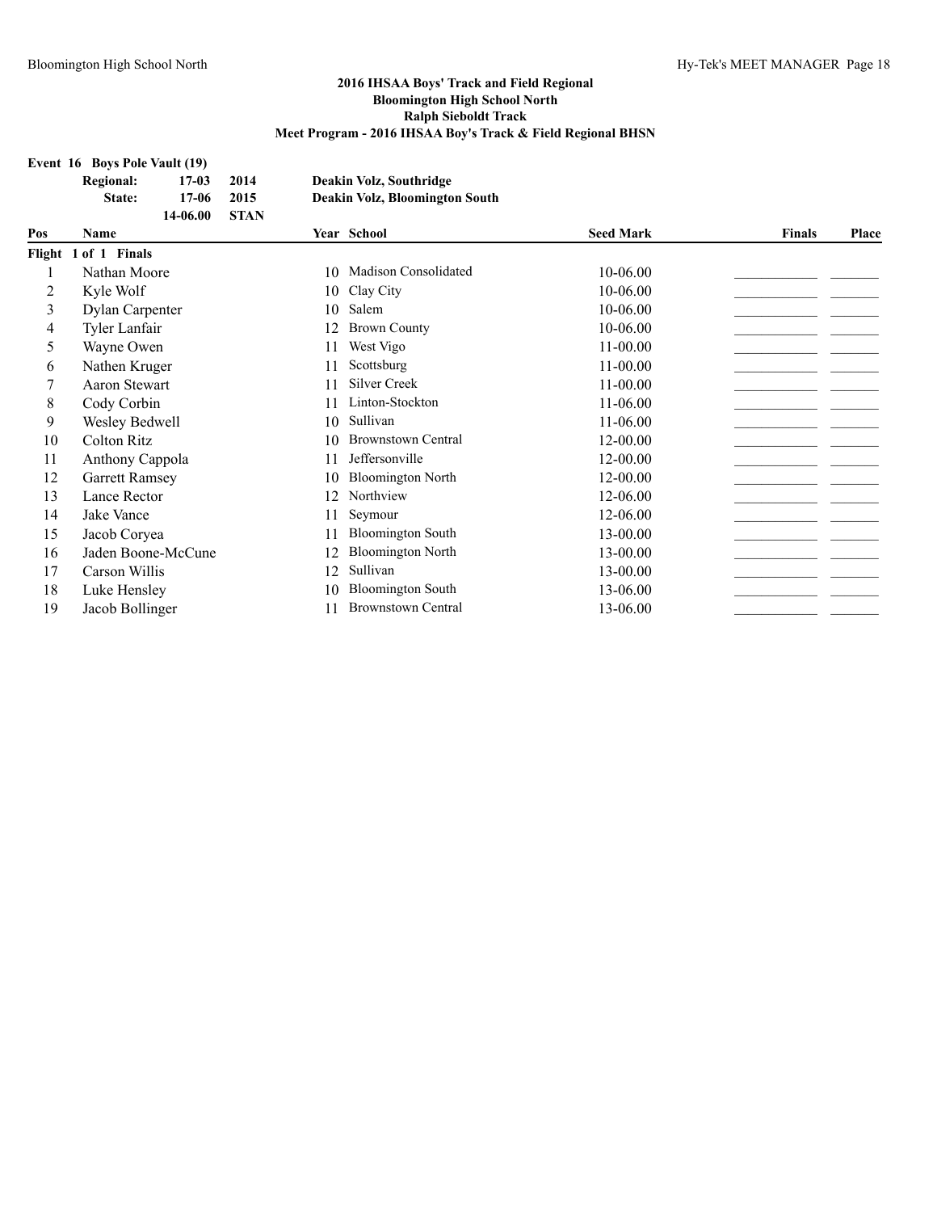**2016 IHSAA Boys' Track and Field Regional**
**Bloomington High School North**
**Ralph Sieboldt Track**
**Meet Program - 2016 IHSAA Boy's Track & Field Regional BHSN**

**Event 16 Boys Pole Vault (19)**

| | | | |
|---|---|---|---|
| **Regional:** | **17-03** | **2014** | **Deakin Volz, Southridge** |
| **State:** | **17-06** | **2015** | **Deakin Volz, Bloomington South** |
| | **14-06.00** | **STAN** | |

| Pos | Name | Year | School | Seed Mark | Finals | Place |
|---|---|---|---|---|---|---|
| **Flight 1 of 1 Finals** | | | | | | |
| 1 | Nathan Moore | 10 | Madison Consolidated | 10-06.00 | ___________ | _______ |
| 2 | Kyle Wolf | 10 | Clay City | 10-06.00 | ___________ | _______ |
| 3 | Dylan Carpenter | 10 | Salem | 10-06.00 | ___________ | _______ |
| 4 | Tyler Lanfair | 12 | Brown County | 10-06.00 | ___________ | _______ |
| 5 | Wayne Owen | 11 | West Vigo | 11-00.00 | ___________ | _______ |
| 6 | Nathen Kruger | 11 | Scottsburg | 11-00.00 | ___________ | _______ |
| 7 | Aaron Stewart | 11 | Silver Creek | 11-00.00 | ___________ | _______ |
| 8 | Cody Corbin | 11 | Linton-Stockton | 11-06.00 | ___________ | _______ |
| 9 | Wesley Bedwell | 10 | Sullivan | 11-06.00 | ___________ | _______ |
| 10 | Colton Ritz | 10 | Brownstown Central | 12-00.00 | ___________ | _______ |
| 11 | Anthony Cappola | 11 | Jeffersonville | 12-00.00 | ___________ | _______ |
| 12 | Garrett Ramsey | 10 | Bloomington North | 12-00.00 | ___________ | _______ |
| 13 | Lance Rector | 12 | Northview | 12-06.00 | ___________ | _______ |
| 14 | Jake Vance | 11 | Seymour | 12-06.00 | ___________ | _______ |
| 15 | Jacob Coryea | 11 | Bloomington South | 13-00.00 | ___________ | _______ |
| 16 | Jaden Boone-McCune | 12 | Bloomington North | 13-00.00 | ___________ | _______ |
| 17 | Carson Willis | 12 | Sullivan | 13-00.00 | ___________ | _______ |
| 18 | Luke Hensley | 10 | Bloomington South | 13-06.00 | ___________ | _______ |
| 19 | Jacob Bollinger | 11 | Brownstown Central | 13-06.00 | ___________ | _______ |